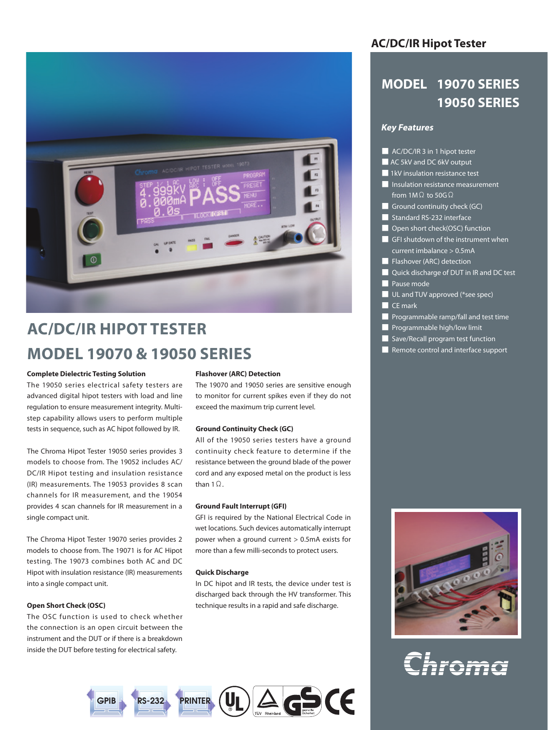# AC/DC/IR Hipot Tester

## MODEL 19070 SERIES
## 19050 SERIES

### *Key Features*

- AC/DC/IR 3 in 1 hipot tester
- AC 5kV and DC 6kV output
- 1kV insulation resistance test
- Insulation resistance measurement from 1MΩ to 50GΩ
- Ground continuity check (GC)
- Standard RS-232 interface
- Open short check(OSC) function
- GFI shutdown of the instrument when current imbalance > 0.5mA
- Flashover (ARC) detection
- Quick discharge of DUT in IR and DC test
- Pause mode
- UL and TUV approved (*see spec)
- CE mark
- Programmable ramp/fall and test time
- Programmable high/low limit
- Save/Recall program test function
- Remote control and interface support

# AC/DC/IR HIPOT TESTER
# MODEL 19070 & 19050 SERIES

**Complete Dielectric Testing Solution**

The 19050 series electrical safety testers are advanced digital hipot testers with load and line regulation to ensure measurement integrity. Multi-step capability allows users to perform multiple tests in sequence, such as AC hipot followed by IR.

The Chroma Hipot Tester 19050 series provides 3 models to choose from. The 19052 includes AC/DC/IR Hipot testing and insulation resistance (IR) measurements. The 19053 provides 8 scan channels for IR measurement, and the 19054 provides 4 scan channels for IR measurement in a single compact unit.

The Chroma Hipot Tester 19070 series provides 2 models to choose from. The 19071 is for AC Hipot testing. The 19073 combines both AC and DC Hipot with insulation resistance (IR) measurements into a single compact unit.

**Open Short Check (OSC)**

The OSC function is used to check whether the connection is an open circuit between the instrument and the DUT or if there is a breakdown inside the DUT before testing for electrical safety.

**Flashover (ARC) Detection**

The 19070 and 19050 series are sensitive enough to monitor for current spikes even if they do not exceed the maximum trip current level.

**Ground Continuity Check (GC)**

All of the 19050 series testers have a ground continuity check feature to determine if the resistance between the ground blade of the power cord and any exposed metal on the product is less than 1Ω.

**Ground Fault Interrupt (GFI)**

GFI is required by the National Electrical Code in wet locations. Such devices automatically interrupt power when a ground current > 0.5mA exists for more than a few milli-seconds to protect users.

**Quick Discharge**

In DC hipot and IR tests, the device under test is discharged back through the HV transformer. This technique results in a rapid and safe discharge.

GPIB RS-232 PRINTER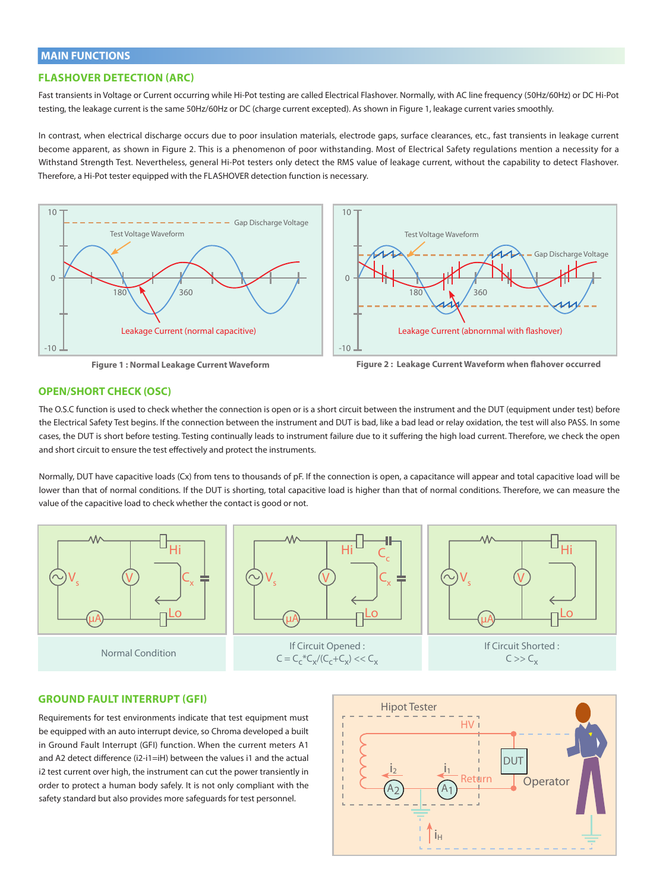## MAIN FUNCTIONS

### FLASHOVER DETECTION (ARC)

Fast transients in Voltage or Current occurring while Hi-Pot testing are called Electrical Flashover. Normally, with AC line frequency (50Hz/60Hz) or DC Hi-Pot testing, the leakage current is the same 50Hz/60Hz or DC (charge current excepted). As shown in Figure 1, leakage current varies smoothly.

In contrast, when electrical discharge occurs due to poor insulation materials, electrode gaps, surface clearances, etc., fast transients in leakage current become apparent, as shown in Figure 2. This is a phenomenon of poor withstanding. Most of Electrical Safety regulations mention a necessity for a Withstand Strength Test. Nevertheless, general Hi-Pot testers only detect the RMS value of leakage current, without the capability to detect Flashover. Therefore, a Hi-Pot tester equipped with the FLASHOVER detection function is necessary.

**Figure 1 : Normal Leakage Current Waveform**

**Figure 2 : Leakage Current Waveform when flahover occurred**

### OPEN/SHORT CHECK (OSC)

The O.S.C function is used to check whether the connection is open or is a short circuit between the instrument and the DUT (equipment under test) before the Electrical Safety Test begins. If the connection between the instrument and DUT is bad, like a bad lead or relay oxidation, the test will also PASS. In some cases, the DUT is short before testing. Testing continually leads to instrument failure due to it suffering the high load current. Therefore, we check the open and short circuit to ensure the test effectively and protect the instruments.

Normally, DUT have capacitive loads (Cx) from tens to thousands of pF. If the connection is open, a capacitance will appear and total capacitive load will be lower than that of normal conditions. If the DUT is shorting, total capacitive load is higher than that of normal conditions. Therefore, we can measure the value of the capacitive load to check whether the contact is good or not.

Normal Condition

If Circuit Opened : $C = C_c*C_x/(C_c+C_x) << C_x$

If Circuit Shorted : $C >> C_x$

### GROUND FAULT INTERRUPT (GFI)

Requirements for test environments indicate that test equipment must be equipped with an auto interrupt device, so Chroma developed a built in Ground Fault Interrupt (GFI) function. When the current meters A1 and A2 detect difference ($i_2-i_1=i_H$) between the values i1 and the actual i2 test current over high, the instrument can cut the power transiently in order to protect a human body safely. It is not only compliant with the safety standard but also provides more safeguards for test personnel.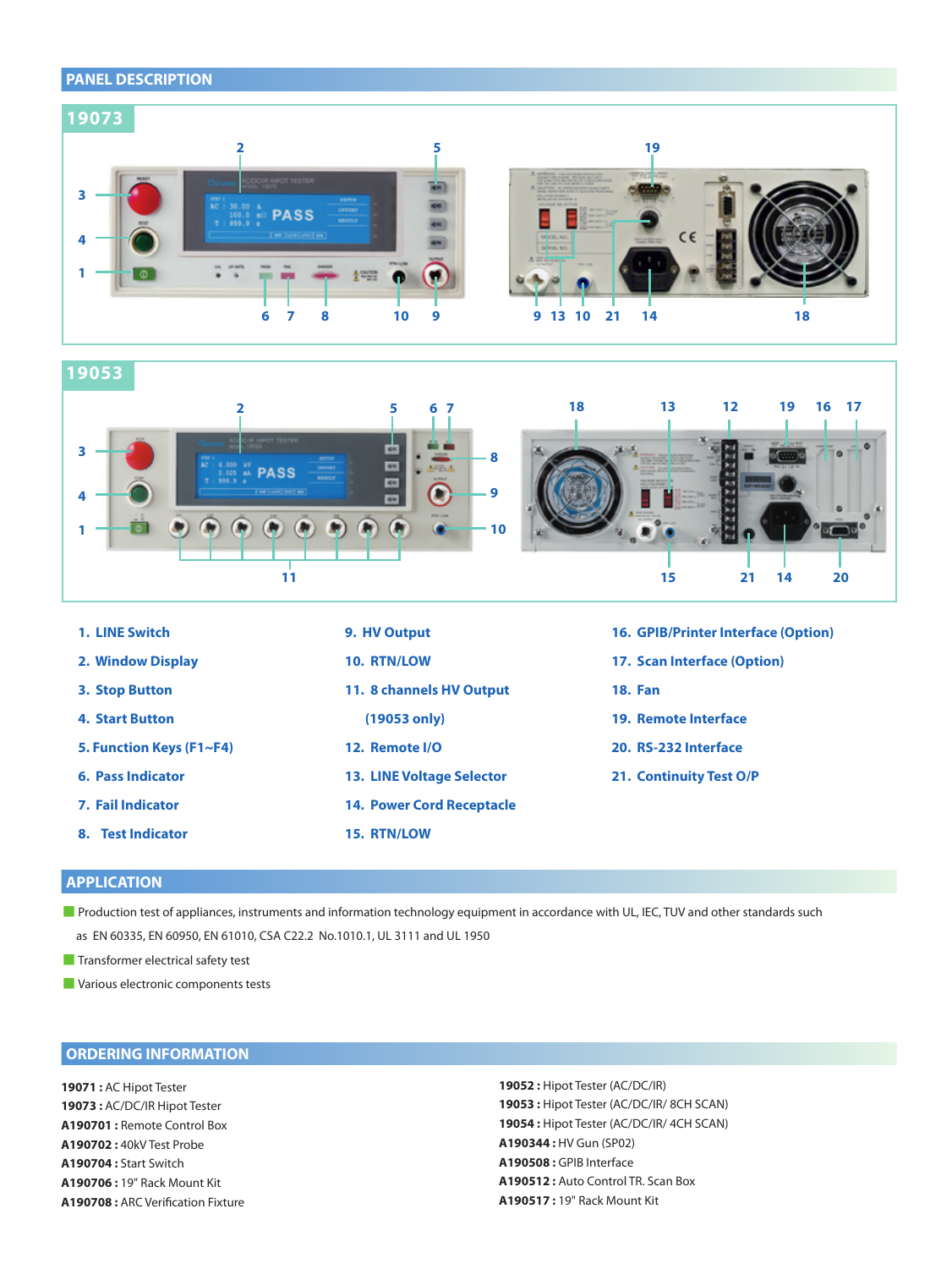## PANEL DESCRIPTION

### 19073

### 19053

1. LINE Switch
2. Window Display
3. Stop Button
4. Start Button
5. Function Keys (F1~F4)
6. Pass Indicator
7. Fail Indicator
8. Test Indicator
9. HV Output
10. RTN/LOW
11. 8 channels HV Output (19053 only)
12. Remote I/O
13. LINE Voltage Selector
14. Power Cord Receptacle
15. RTN/LOW
16. GPIB/Printer Interface (Option)
17. Scan Interface (Option)
18. Fan
19. Remote Interface
20. RS-232 Interface
21. Continuity Test O/P

## APPLICATION

- Production test of appliances, instruments and information technology equipment in accordance with UL, IEC, TUV and other standards such as EN 60335, EN 60950, EN 61010, CSA C22.2 No.1010.1, UL 3111 and UL 1950
- Transformer electrical safety test
- Various electronic components tests

## ORDERING INFORMATION

**19071 :** AC Hipot Tester
**19073 :** AC/DC/IR Hipot Tester
**A190701 :** Remote Control Box
**A190702 :** 40kV Test Probe
**A190704 :** Start Switch
**A190706 :** 19" Rack Mount Kit
**A190708 :** ARC Verification Fixture
**19052 :** Hipot Tester (AC/DC/IR)
**19053 :** Hipot Tester (AC/DC/IR/ 8CH SCAN)
**19054 :** Hipot Tester (AC/DC/IR/ 4CH SCAN)
**A190344 :** HV Gun (SP02)
**A190508 :** GPIB Interface
**A190512 :** Auto Control TR. Scan Box
**A190517 :** 19" Rack Mount Kit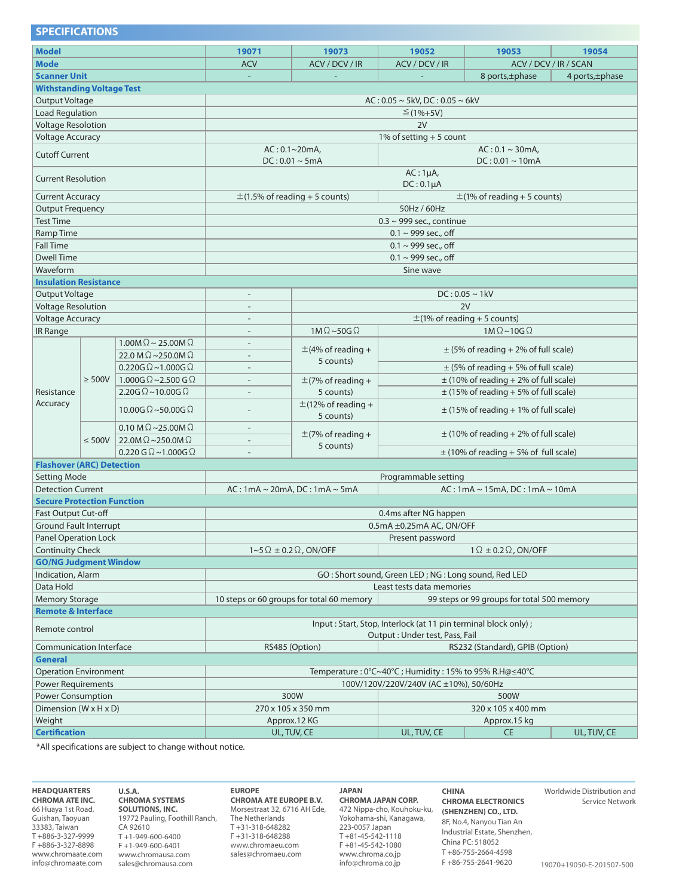## SPECIFICATIONS

| Model | | | 19071 | 19073 | 19052 | 19053 | 19054 |
|---|---|---|---|---|---|---|---|
| Mode | | | ACV | ACV / DCV / IR | ACV / DCV / IR | ACV / DCV / IR / SCAN | |
| Scanner Unit | | | - | - | - | 8 ports,±phase | 4 ports,±phase |
| **Withstanding Voltage Test** | | | | | | | |
| Output Voltage | | | AC : 0.05 ~ 5kV, DC : 0.05 ~ 6kV | | | | |
| Load Regulation | | | ≦(1%+5V) | | | | |
| Voltage Resolotion | | | 2V | | | | |
| Voltage Accuracy | | | 1% of setting + 5 count | | | | |
| Cutoff Current | | | AC : 0.1~20mA, DC : 0.01 ~ 5mA | | AC : 0.1 ~ 30mA, DC : 0.01 ~ 10mA | | |
| Current Resolution | | | AC : 1μA, DC : 0.1μA | | | | |
| Current Accuracy | | | ±(1.5% of reading + 5 counts) | | ±(1% of reading + 5 counts) | | |
| Output Frequency | | | 50Hz / 60Hz | | | | |
| Test Time | | | 0.3 ~ 999 sec., continue | | | | |
| Ramp Time | | | 0.1 ~ 999 sec., off | | | | |
| Fall Time | | | 0.1 ~ 999 sec., off | | | | |
| Dwell Time | | | 0.1 ~ 999 sec., off | | | | |
| Waveform | | | Sine wave | | | | |
| **Insulation Resistance** | | | | | | | |
| Output Voltage | | | - | DC : 0.05 ~ 1kV | | | |
| Voltage Resolution | | | - | 2V | | | |
| Voltage Accuracy | | | - | ±(1% of reading + 5 counts) | | | |
| IR Range | | | - | 1MΩ~50GΩ | 1MΩ~10GΩ | | |
| Resistance Accuracy | ≥ 500V | 1.00MΩ ~ 25.00MΩ | - | ±(4% of reading + 5 counts) | ± (5% of reading + 2% of full scale) | | |
| | | 22.0 MΩ ~250.0MΩ | - | | | | |
| | | 0.220GΩ ~1.000GΩ | - | | ± (5% of reading + 5% of full scale) | | |
| | | 1.000GΩ ~2.500 GΩ | - | ±(7% of reading + 5 counts) | ± (10% of reading + 2% of full scale) | | |
| | | 2.20GΩ ~10.00GΩ | - | | ± (15% of reading + 5% of full scale) | | |
| | | 10.00GΩ ~50.00GΩ | - | ±(12% of reading + 5 counts) | ± (15% of reading + 1% of full scale) | | |
| | ≤ 500V | 0.10 MΩ ~25.00MΩ | - | ±(7% of reading + 5 counts) | ± (10% of reading + 2% of full scale) | | |
| | | 22.0MΩ ~250.0MΩ | - | | | | |
| | | 0.220 GΩ ~1.000GΩ | - | | ± (10% of reading + 5% of full scale) | | |
| **Flashover (ARC) Detection** | | | | | | | |
| Setting Mode | | | Programmable setting | | | | |
| Detection Current | | | AC : 1mA ~ 20mA, DC : 1mA ~ 5mA | | AC : 1mA ~ 15mA, DC : 1mA ~ 10mA | | |
| **Secure Protection Function** | | | | | | | |
| Fast Output Cut-off | | | 0.4ms after NG happen | | | | |
| Ground Fault Interrupt | | | 0.5mA ±0.25mA AC, ON/OFF | | | | |
| Panel Operation Lock | | | Present password | | | | |
| Continuity Check | | | 1~5Ω ± 0.2Ω, ON/OFF | | 1Ω ± 0.2Ω, ON/OFF | | |
| **GO/NG Judgment Window** | | | | | | | |
| Indication, Alarm | | | GO : Short sound, Green LED ; NG : Long sound, Red LED | | | | |
| Data Hold | | | Least tests data memories | | | | |
| Memory Storage | | | 10 steps or 60 groups for total 60 memory | | 99 steps or 99 groups for total 500 memory | | |
| **Remote & Interface** | | | | | | | |
| Remote control | | | Input : Start, Stop, Interlock (at 11 pin terminal block only) ; Output : Under test, Pass, Fail | | | | |
| Communication Interface | | | RS485 (Option) | | RS232 (Standard), GPIB (Option) | | |
| **General** | | | | | | | |
| Operation Environment | | | Temperature : 0°C~40°C ; Humidity : 15% to 95% R.H@≤40°C | | | | |
| Power Requirements | | | 100V/120V/220V/240V (AC ±10%), 50/60Hz | | | | |
| Power Consumption | | | 300W | | 500W | | |
| Dimension (W x H x D) | | | 270 x 105 x 350 mm | | 320 x 105 x 400 mm | | |
| Weight | | | Approx.12 KG | | Approx.15 kg | | |
| **Certification** | | | UL, TUV, CE | | UL, TUV, CE | CE | UL, TUV, CE |

*All specifications are subject to change without notice.

**HEADQUARTERS**
**CHROMA ATE INC.**
66 Huaya 1st Road, Guishan, Taoyuan 33383, Taiwan
T +886-3-327-9999
F +886-3-327-8898
www.chromaate.com
info@chromaate.com

**U.S.A.**
**CHROMA SYSTEMS SOLUTIONS, INC.**
19772 Pauling, Foothill Ranch, CA 92610
T +1-949-600-6400
F +1-949-600-6401
www.chromausa.com
sales@chromausa.com

**EUROPE**
**CHROMA ATE EUROPE B.V.**
Morsestraat 32, 6716 AH Ede, The Netherlands
T +31-318-648282
F +31-318-648288
www.chromaeu.com
sales@chromaeu.com

**JAPAN**
**CHROMA JAPAN CORP.**
472 Nippa-cho, Kouhoku-ku, Yokohama-shi, Kanagawa, 223-0057 Japan
T +81-45-542-1118
F +81-45-542-1080
www.chroma.co.jp
info@chroma.co.jp

**CHINA**
**CHROMA ELECTRONICS (SHENZHEN) CO., LTD.**
8F, No.4, Nanyou Tian An Industrial Estate, Shenzhen, China PC: 518052
T +86-755-2664-4598
F +86-755-2641-9620

Worldwide Distribution and Service Network

19070+19050-E-201507-500